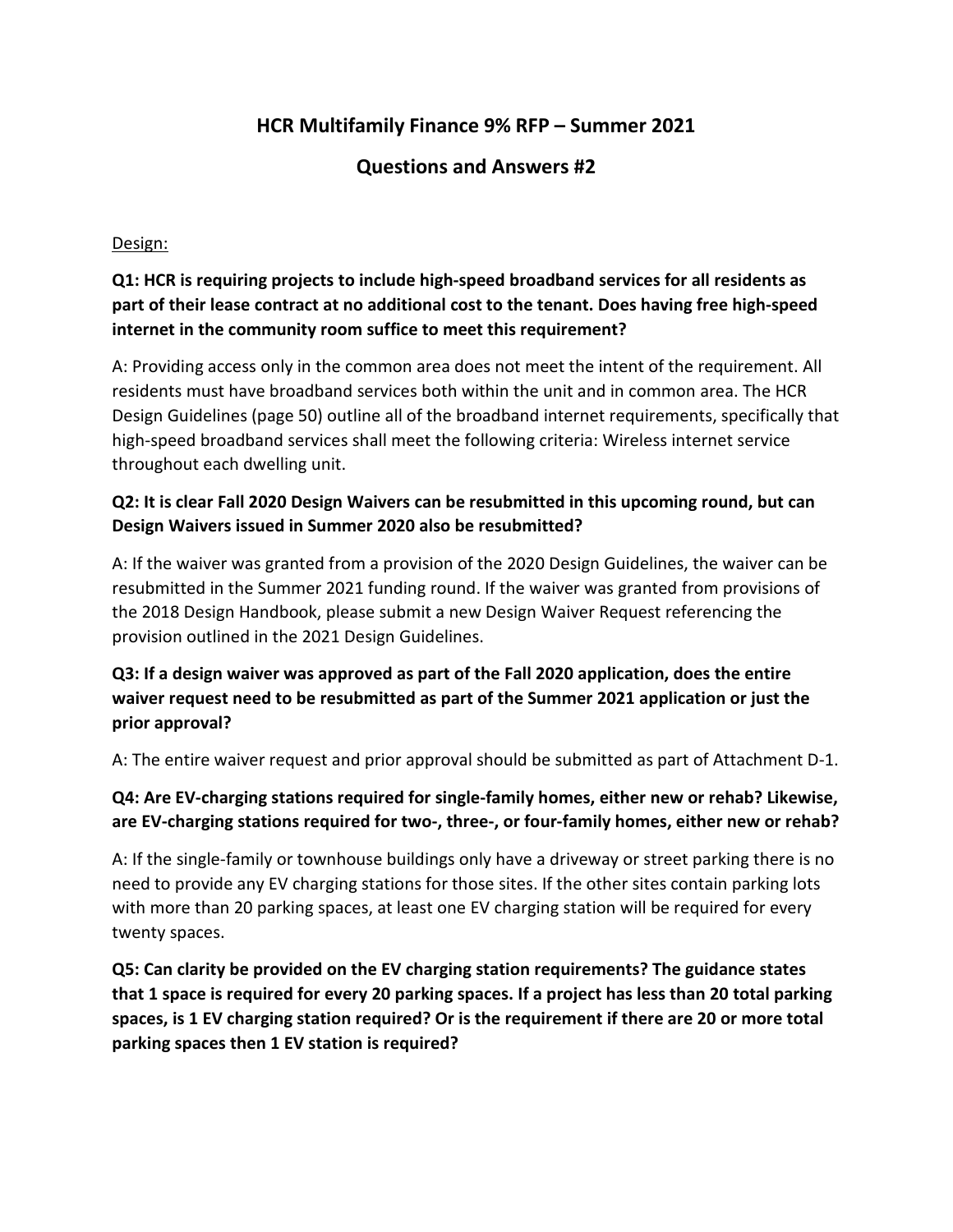# HCR Multifamily Finance 9% RFP – Summer 2021

## Questions and Answers #2

Design:

**Q1: HCR is requiring projects to include high-speed broadband services for all residents as part of their lease contract at no additional cost to the tenant. Does having free high-speed internet in the community room suffice to meet this requirement?**

A: Providing access only in the common area does not meet the intent of the requirement. All residents must have broadband services both within the unit and in common area. The HCR Design Guidelines (page 50) outline all of the broadband internet requirements, specifically that high-speed broadband services shall meet the following criteria: Wireless internet service throughout each dwelling unit.

**Q2: It is clear Fall 2020 Design Waivers can be resubmitted in this upcoming round, but can Design Waivers issued in Summer 2020 also be resubmitted?**

A: If the waiver was granted from a provision of the 2020 Design Guidelines, the waiver can be resubmitted in the Summer 2021 funding round. If the waiver was granted from provisions of the 2018 Design Handbook, please submit a new Design Waiver Request referencing the provision outlined in the 2021 Design Guidelines.

**Q3: If a design waiver was approved as part of the Fall 2020 application, does the entire waiver request need to be resubmitted as part of the Summer 2021 application or just the prior approval?**

A: The entire waiver request and prior approval should be submitted as part of Attachment D-1.

**Q4: Are EV-charging stations required for single-family homes, either new or rehab? Likewise, are EV-charging stations required for two-, three-, or four-family homes, either new or rehab?**

A: If the single-family or townhouse buildings only have a driveway or street parking there is no need to provide any EV charging stations for those sites. If the other sites contain parking lots with more than 20 parking spaces, at least one EV charging station will be required for every twenty spaces.

**Q5: Can clarity be provided on the EV charging station requirements? The guidance states that 1 space is required for every 20 parking spaces. If a project has less than 20 total parking spaces, is 1 EV charging station required? Or is the requirement if there are 20 or more total parking spaces then 1 EV station is required?**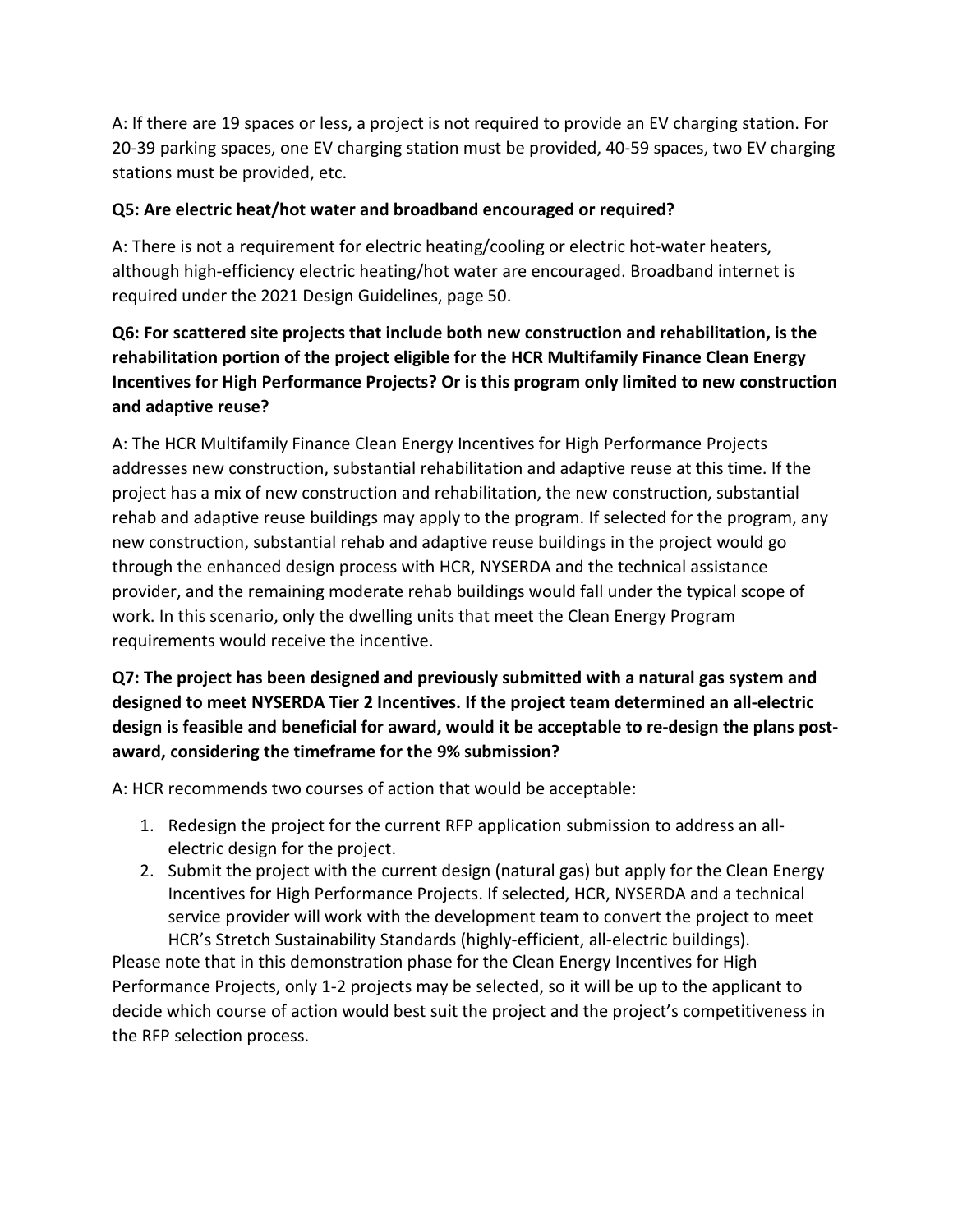A: If there are 19 spaces or less, a project is not required to provide an EV charging station. For 20-39 parking spaces, one EV charging station must be provided, 40-59 spaces, two EV charging stations must be provided, etc.

**Q5: Are electric heat/hot water and broadband encouraged or required?**

A: There is not a requirement for electric heating/cooling or electric hot-water heaters, although high-efficiency electric heating/hot water are encouraged. Broadband internet is required under the 2021 Design Guidelines, page 50.

**Q6: For scattered site projects that include both new construction and rehabilitation, is the rehabilitation portion of the project eligible for the HCR Multifamily Finance Clean Energy Incentives for High Performance Projects? Or is this program only limited to new construction and adaptive reuse?**

A: The HCR Multifamily Finance Clean Energy Incentives for High Performance Projects addresses new construction, substantial rehabilitation and adaptive reuse at this time. If the project has a mix of new construction and rehabilitation, the new construction, substantial rehab and adaptive reuse buildings may apply to the program. If selected for the program, any new construction, substantial rehab and adaptive reuse buildings in the project would go through the enhanced design process with HCR, NYSERDA and the technical assistance provider, and the remaining moderate rehab buildings would fall under the typical scope of work. In this scenario, only the dwelling units that meet the Clean Energy Program requirements would receive the incentive.

**Q7: The project has been designed and previously submitted with a natural gas system and designed to meet NYSERDA Tier 2 Incentives. If the project team determined an all-electric design is feasible and beneficial for award, would it be acceptable to re-design the plans post-award, considering the timeframe for the 9% submission?**

A: HCR recommends two courses of action that would be acceptable:

1. Redesign the project for the current RFP application submission to address an all-electric design for the project.
2. Submit the project with the current design (natural gas) but apply for the Clean Energy Incentives for High Performance Projects. If selected, HCR, NYSERDA and a technical service provider will work with the development team to convert the project to meet HCR's Stretch Sustainability Standards (highly-efficient, all-electric buildings).

Please note that in this demonstration phase for the Clean Energy Incentives for High Performance Projects, only 1-2 projects may be selected, so it will be up to the applicant to decide which course of action would best suit the project and the project's competitiveness in the RFP selection process.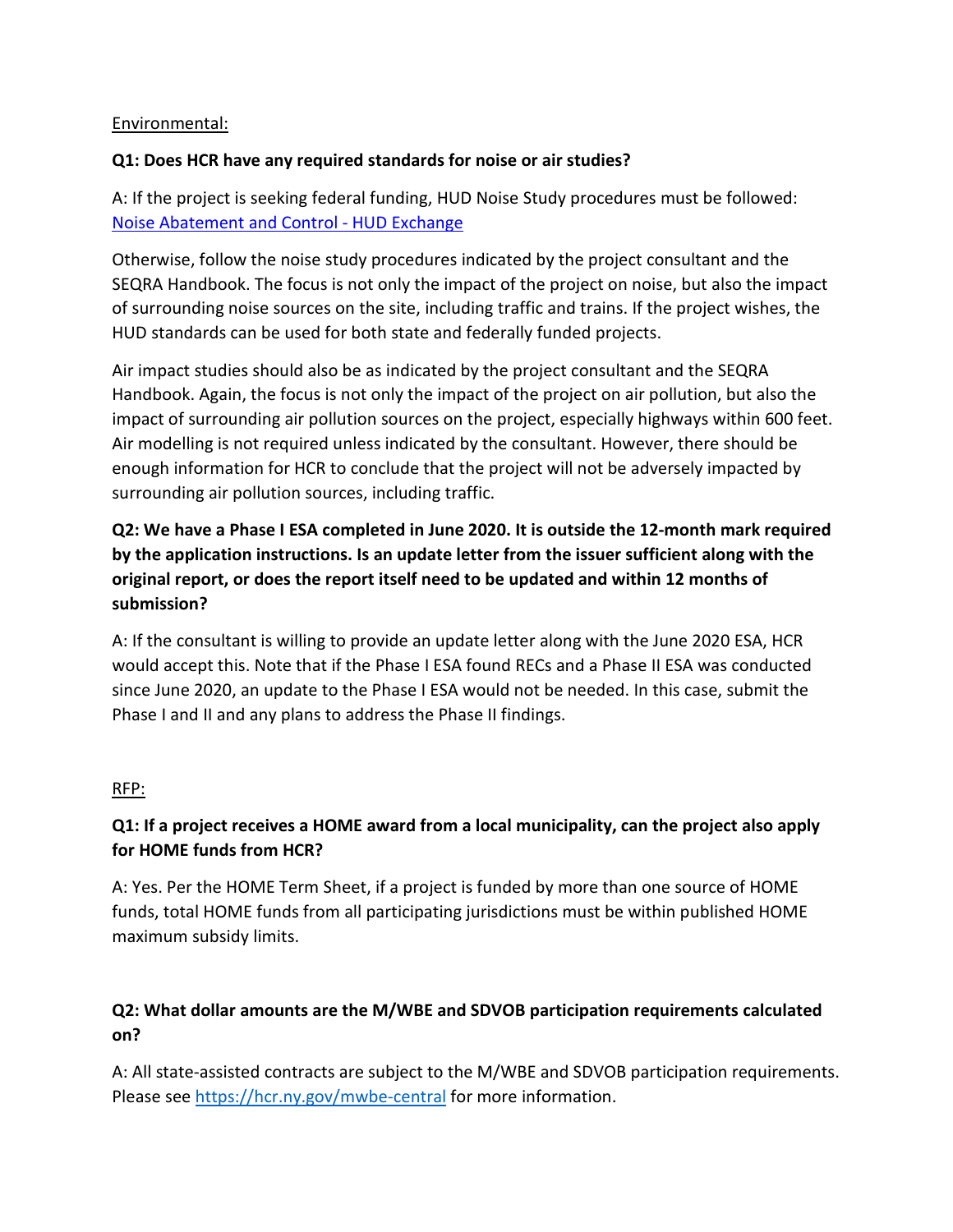Environmental:

**Q1: Does HCR have any required standards for noise or air studies?**

A: If the project is seeking federal funding, HUD Noise Study procedures must be followed: [Noise Abatement and Control - HUD Exchange](Noise Abatement and Control - HUD Exchange)

Otherwise, follow the noise study procedures indicated by the project consultant and the SEQRA Handbook. The focus is not only the impact of the project on noise, but also the impact of surrounding noise sources on the site, including traffic and trains. If the project wishes, the HUD standards can be used for both state and federally funded projects.

Air impact studies should also be as indicated by the project consultant and the SEQRA Handbook. Again, the focus is not only the impact of the project on air pollution, but also the impact of surrounding air pollution sources on the project, especially highways within 600 feet. Air modelling is not required unless indicated by the consultant. However, there should be enough information for HCR to conclude that the project will not be adversely impacted by surrounding air pollution sources, including traffic.

**Q2: We have a Phase I ESA completed in June 2020. It is outside the 12-month mark required by the application instructions. Is an update letter from the issuer sufficient along with the original report, or does the report itself need to be updated and within 12 months of submission?**

A: If the consultant is willing to provide an update letter along with the June 2020 ESA, HCR would accept this. Note that if the Phase I ESA found RECs and a Phase II ESA was conducted since June 2020, an update to the Phase I ESA would not be needed. In this case, submit the Phase I and II and any plans to address the Phase II findings.

RFP:

**Q1: If a project receives a HOME award from a local municipality, can the project also apply for HOME funds from HCR?**

A: Yes. Per the HOME Term Sheet, if a project is funded by more than one source of HOME funds, total HOME funds from all participating jurisdictions must be within published HOME maximum subsidy limits.

**Q2: What dollar amounts are the M/WBE and SDVOB participation requirements calculated on?**

A: All state-assisted contracts are subject to the M/WBE and SDVOB participation requirements. Please see https://hcr.ny.gov/mwbe-central for more information.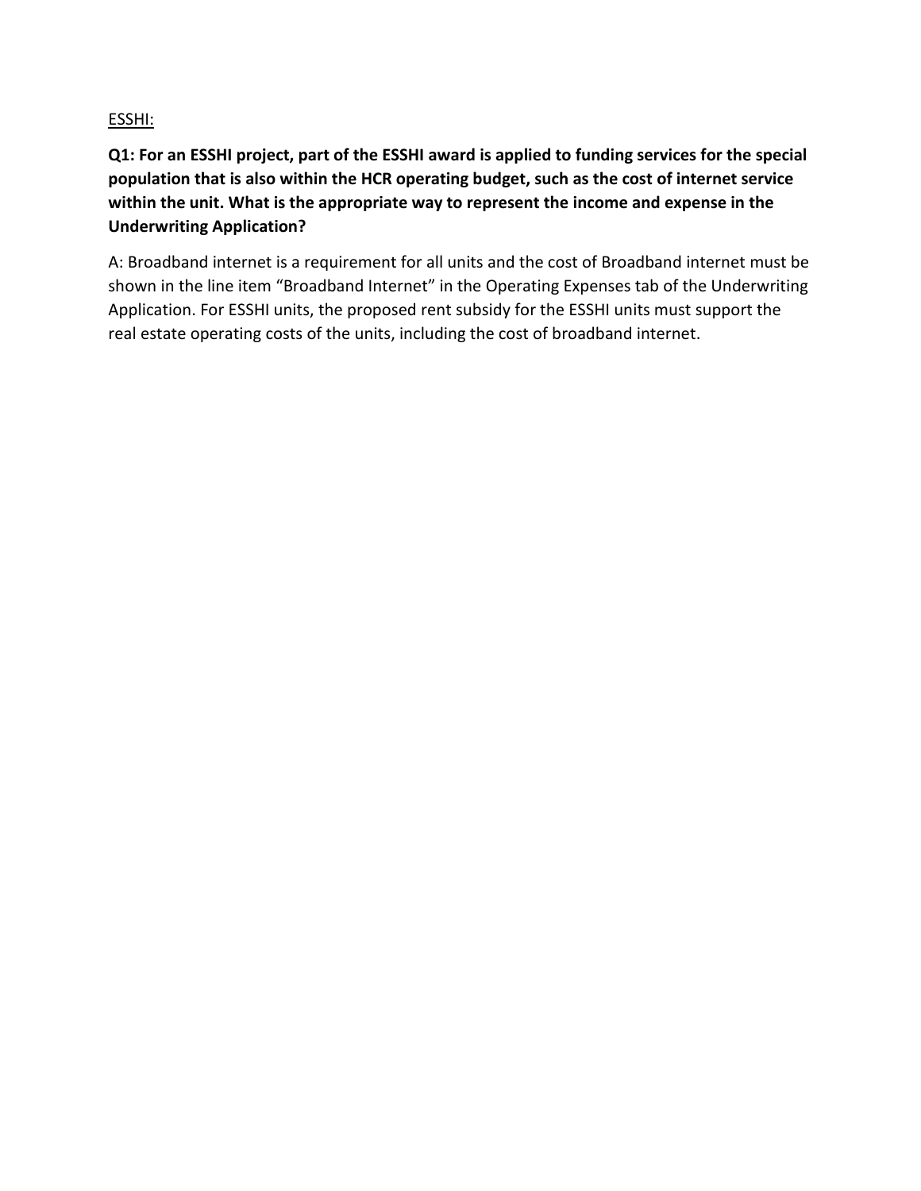ESSHI:

**Q1: For an ESSHI project, part of the ESSHI award is applied to funding services for the special population that is also within the HCR operating budget, such as the cost of internet service within the unit. What is the appropriate way to represent the income and expense in the Underwriting Application?**

A: Broadband internet is a requirement for all units and the cost of Broadband internet must be shown in the line item "Broadband Internet" in the Operating Expenses tab of the Underwriting Application. For ESSHI units, the proposed rent subsidy for the ESSHI units must support the real estate operating costs of the units, including the cost of broadband internet.